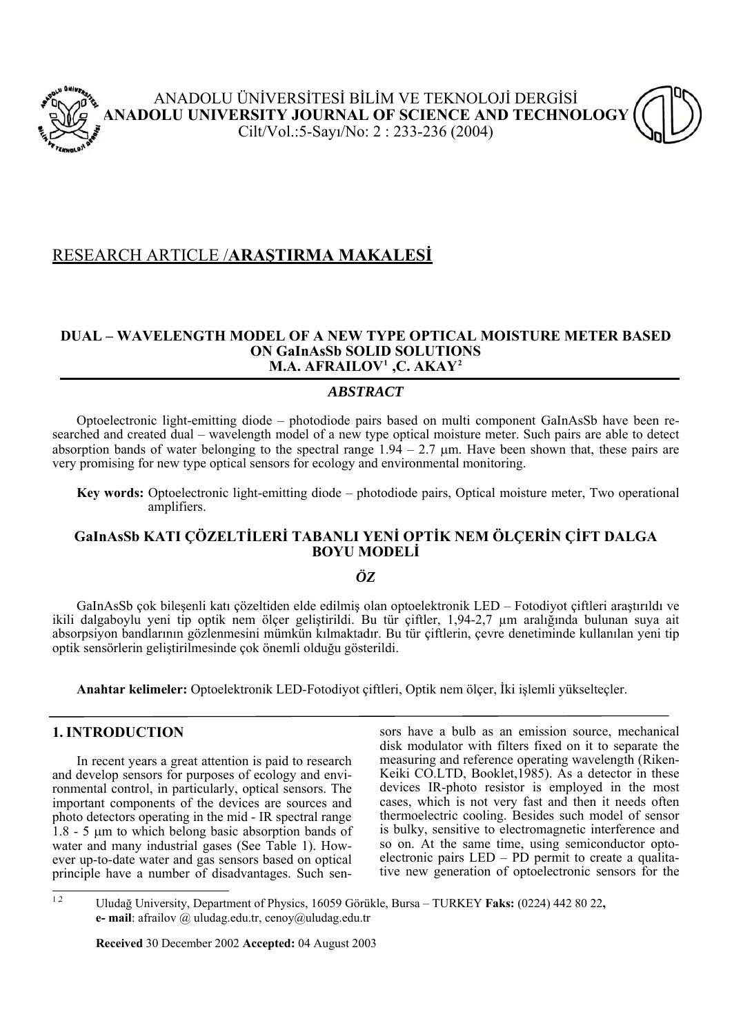ANADOLU ÜNİVERSİTESİ BİLİM VE TEKNOLOJİ DERGİSİ
**ANADOLU UNIVERSITY JOURNAL OF SCIENCE AND TECHNOLOGY**
Cilt/Vol.:5-Sayı/No: 2 : 233-236 (2004)

## RESEARCH ARTICLE /**ARAŞTIRMA MAKALESİ**

# DUAL – WAVELENGTH MODEL OF A NEW TYPE OPTICAL MOISTURE METER BASED ON GaInAsSb SOLID SOLUTIONS

**M.A. AFRAILOV[1] ,C. AKAY[2]**

### *ABSTRACT*

Optoelectronic light-emitting diode – photodiode pairs based on multi component GaInAsSb have been researched and created dual – wavelength model of a new type optical moisture meter. Such pairs are able to detect absorption bands of water belonging to the spectral range 1.94 – 2.7 μm. Have been shown that, these pairs are very promising for new type optical sensors for ecology and environmental monitoring.

**Key words:** Optoelectronic light-emitting diode – photodiode pairs, Optical moisture meter, Two operational amplifiers.

## GaInAsSb KATI ÇÖZELTİLERİ TABANLI YENİ OPTİK NEM ÖLÇERİN ÇİFT DALGA BOYU MODELİ

### *ÖZ*

GaInAsSb çok bileşenli katı çözeltiden elde edilmiş olan optoelektronik LED – Fotodiyot çiftleri araştırıldı ve ikili dalgaboylu yeni tip optik nem ölçer geliştirildi. Bu tür çiftler, 1,94-2,7 μm aralığında bulunan suya ait absorpsiyon bandlarının gözlenmesini mümkün kılmaktadır. Bu tür çiftlerin, çevre denetiminde kullanılan yeni tip optik sensörlerin geliştirilmesinde çok önemli olduğu gösterildi.

**Anahtar kelimeler:** Optoelektronik LED-Fotodiyot çiftleri, Optik nem ölçer, İki işlemli yükselteçler.

## 1. INTRODUCTION

In recent years a great attention is paid to research and develop sensors for purposes of ecology and environmental control, in particularly, optical sensors. The important components of the devices are sources and photo detectors operating in the mid - IR spectral range 1.8 - 5 μm to which belong basic absorption bands of water and many industrial gases (See Table 1). However up-to-date water and gas sensors based on optical principle have a number of disadvantages. Such sensors have a bulb as an emission source, mechanical disk modulator with filters fixed on it to separate the measuring and reference operating wavelength (Riken-Keiki CO.LTD, Booklet,1985). As a detector in these devices IR-photo resistor is employed in the most cases, which is not very fast and then it needs often thermoelectric cooling. Besides such model of sensor is bulky, sensitive to electromagnetic interference and so on. At the same time, using semiconductor optoelectronic pairs LED – PD permit to create a qualitative new generation of optoelectronic sensors for the

---

[1 2] Uludağ University, Department of Physics, 16059 Görükle, Bursa – TURKEY **Faks:** (0224) 442 80 22, **e- mail**: afrailov @ uludag.edu.tr, cenoy@uludag.edu.tr

**Received** 30 December 2002 **Accepted:** 04 August 2003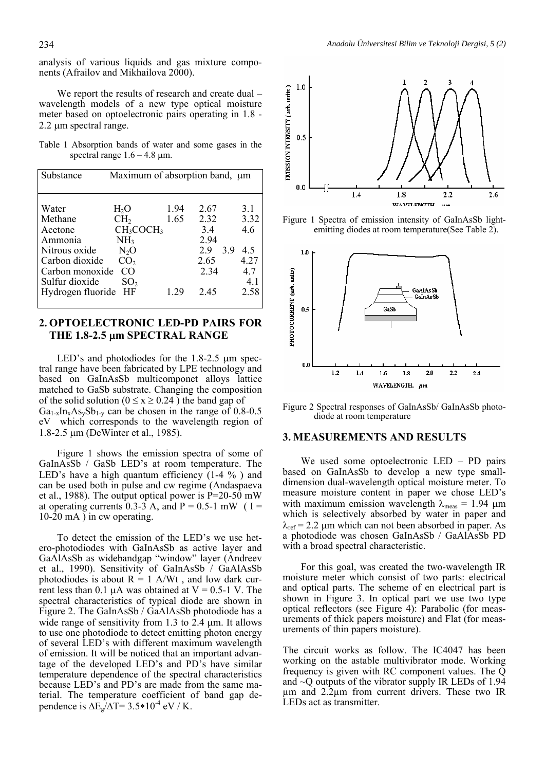analysis of various liquids and gas mixture components (Afrailov and Mikhailova 2000).

We report the results of research and create dual – wavelength models of a new type optical moisture meter based on optoelectronic pairs operating in 1.8 - 2.2 μm spectral range.

Table 1 Absorption bands of water and some gases in the spectral range 1.6 – 4.8 μm.

| Substance | | Maximum of absorption band, μm | | |
|---|---|---|---|---|
| Water | $H_2O$ | 1.94 | 2.67 | 3.1 |
| Methane | $CH_2$ | 1.65 | 2.32 | 3.32 |
| Acetone | $CH_3COCH_3$ | | 3.4 | 4.6 |
| Ammonia | $NH_3$ | | 2.94 | |
| Nitrous oxide | $N_2O$ | | 2.9 3.9 | 4.5 |
| Carbon dioxide | $CO_2$ | | 2.65 | 4.27 |
| Carbon monoxide | CO | | 2.34 | 4.7 |
| Sulfur dioxide | $SO_2$ | | | 4.1 |
| Hydrogen fluoride | HF | 1.29 | 2.45 | 2.58 |

## 2. OPTOELECTRONIC LED-PD PAIRS FOR THE 1.8-2.5 μm SPECTRAL RANGE

LED's and photodiodes for the 1.8-2.5 μm spectral range have been fabricated by LPE technology and based on GaInAsSb multicomponet alloys lattice matched to GaSb substrate. Changing the composition of the solid solution ($0 \leq x \geq 0.24$ ) the band gap of $Ga_{1-x}In_xAs_ySb_{1-y}$ can be chosen in the range of 0.8-0.5 eV which corresponds to the wavelength region of 1.8-2.5 μm (DeWinter et al., 1985).

Figure 1 shows the emission spectra of some of GaInAsSb / GaSb LED's at room temperature. The LED's have a high quantum efficiency (1-4 % ) and can be used both in pulse and cw regime (Andaspaeva et al., 1988). The output optical power is P=20-50 mW at operating currents 0.3-3 A, and P = 0.5-1 mW ( I = 10-20 mA ) in cw operating.

To detect the emission of the LED's we use hetero-photodiodes with GaInAsSb as active layer and GaAlAsSb as widebandgap "window" layer (Andreev et al., 1990). Sensitivity of GaInAsSb / GaAlAsSb photodiodes is about R = 1 A/Wt , and low dark current less than 0.1 μA was obtained at V = 0.5-1 V. The spectral characteristics of typical diode are shown in Figure 2. The GaInAsSb / GaAlAsSb photodiode has a wide range of sensitivity from 1.3 to 2.4 μm. It allows to use one photodiode to detect emitting photon energy of several LED's with different maximum wavelength of emission. It will be noticed that an important advantage of the developed LED's and PD's have similar temperature dependence of the spectral characteristics because LED's and PD's are made from the same material. The temperature coefficient of band gap dependence is $\Delta E_g/\Delta T = 3.5*10^{-4}$ eV / K.

Figure 1 Spectra of emission intensity of GaInAsSb light-emitting diodes at room temperature(See Table 2).

Figure 2 Spectral responses of GaInAsSb/ GaInAsSb photodiode at room temperature

## 3. MEASUREMENTS AND RESULTS

We used some optoelectronic LED – PD pairs based on GaInAsSb to develop a new type small-dimension dual-wavelength optical moisture meter. To measure moisture content in paper we chose LED's with maximum emission wavelength $\lambda_{meas}$ = 1.94 μm which is selectively absorbed by water in paper and $\lambda_{ref}$ = 2.2 μm which can not been absorbed in paper. As a photodiode was chosen GaInAsSb / GaAlAsSb PD with a broad spectral characteristic.

For this goal, was created the two-wavelength IR moisture meter which consist of two parts: electrical and optical parts. The scheme of en electrical part is shown in Figure 3. In optical part we use two type optical reflectors (see Figure 4): Parabolic (for measurements of thick papers moisture) and Flat (for measurements of thin papers moisture).

The circuit works as follow. The IC4047 has been working on the astable multivibrator mode. Working frequency is given with RC component values. The Q and ~Q outputs of the vibrator supply IR LEDs of 1.94 μm and 2.2μm from current drivers. These two IR LEDs act as transmitter.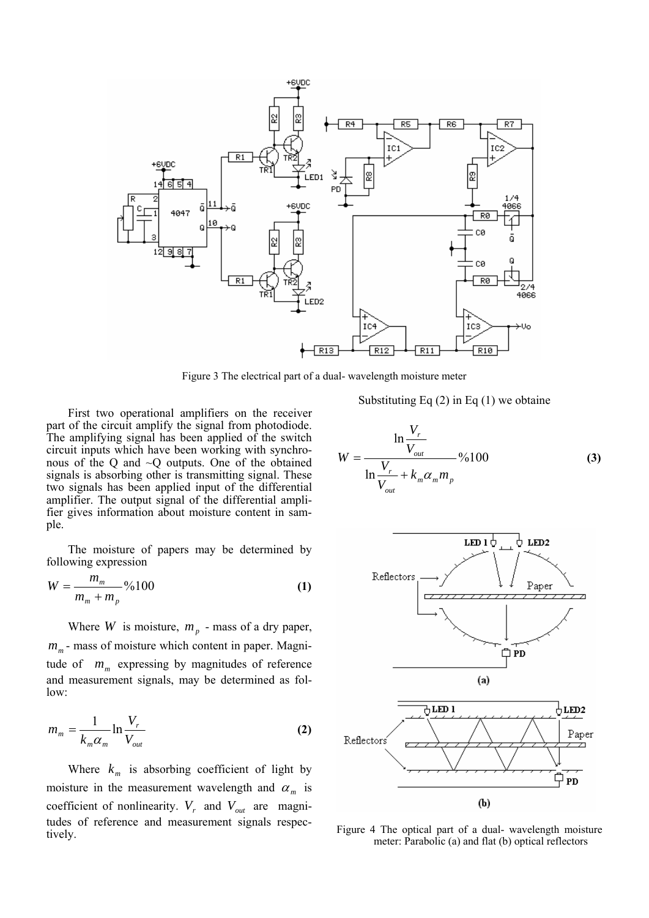Figure 3 The electrical part of a dual- wavelength moisture meter

First two operational amplifiers on the receiver part of the circuit amplify the signal from photodiode. The amplifying signal has been applied of the switch circuit inputs which have been working with synchronous of the Q and ~Q outputs. One of the obtained signals is absorbing other is transmitting signal. These two signals has been applied input of the differential amplifier. The output signal of the differential amplifier gives information about moisture content in sample.

The moisture of papers may be determined by following expression

$$W = \frac{m_m}{m_m + m_p} \%100 \quad \textbf{(1)}$$

Where $W$ is moisture, $m_p$ - mass of a dry paper, $m_m$ - mass of moisture which content in paper. Magnitude of $m_m$ expressing by magnitudes of reference and measurement signals, may be determined as follow:

$$m_m = \frac{1}{k_m \alpha_m} \ln \frac{V_r}{V_{out}} \quad \textbf{(2)}$$

Where $k_m$ is absorbing coefficient of light by moisture in the measurement wavelength and $\alpha_m$ is coefficient of nonlinearity. $V_r$ and $V_{out}$ are magnitudes of reference and measurement signals respectively.

Substituting Eq (2) in Eq (1) we obtaine

$$W = \frac{\ln \frac{V_r}{V_{out}}}{\ln \frac{V_r}{V_{out}} + k_m \alpha_m m_p} \%100 \quad \textbf{(3)}$$

Figure 4 The optical part of a dual- wavelength moisture meter: Parabolic (a) and flat (b) optical reflectors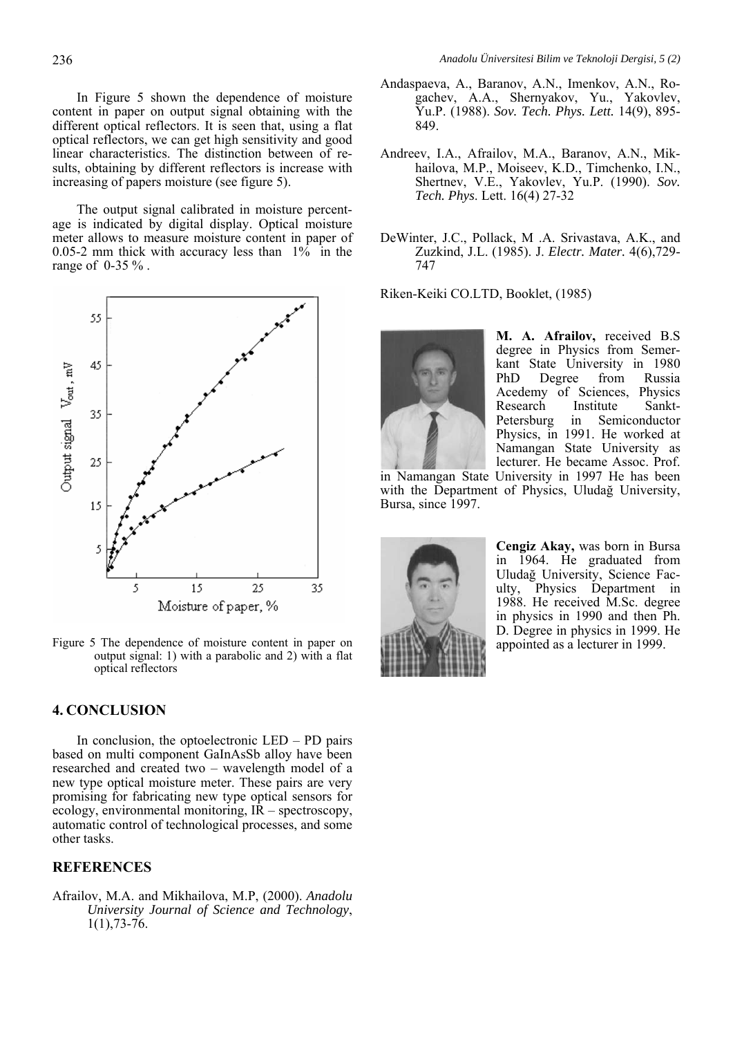In Figure 5 shown the dependence of moisture content in paper on output signal obtaining with the different optical reflectors. It is seen that, using a flat optical reflectors, we can get high sensitivity and good linear characteristics. The distinction between of results, obtaining by different reflectors is increase with increasing of papers moisture (see figure 5).

The output signal calibrated in moisture percentage is indicated by digital display. Optical moisture meter allows to measure moisture content in paper of 0.05-2 mm thick with accuracy less than 1% in the range of 0-35 %.

Output signal $V_{out}$, mV

55
45
35
25
15
5

5 15 25 35

Moisture of paper, %

Figure 5 The dependence of moisture content in paper on output signal: 1) with a parabolic and 2) with a flat optical reflectors

## 4. CONCLUSION

In conclusion, the optoelectronic LED – PD pairs based on multi component GaInAsSb alloy have been researched and created two – wavelength model of a new type optical moisture meter. These pairs are very promising for fabricating new type optical sensors for ecology, environmental monitoring, IR – spectroscopy, automatic control of technological processes, and some other tasks.

## REFERENCES

Afrailov, M.A. and Mikhailova, M.P, (2000). *Anadolu University Journal of Science and Technology*, 1(1),73-76.

Andaspaeva, A., Baranov, A.N., Imenkov, A.N., Rogachev, A.A., Shernyakov, Yu., Yakovlev, Yu.P. (1988). *Sov. Tech. Phys. Lett.* 14(9), 895-849.

Andreev, I.A., Afrailov, M.A., Baranov, A.N., Mikhailova, M.P., Moiseev, K.D., Timchenko, I.N., Shertnev, V.E., Yakovlev, Yu.P. (1990). *Sov. Tech. Phys.* Lett. 16(4) 27-32

DeWinter, J.C., Pollack, M .A. Srivastava, A.K., and Zuzkind, J.L. (1985). J. *Electr. Mater.* 4(6),729-747

Riken-Keiki CO.LTD, Booklet, (1985)

**M. A. Afrailov,** received B.S degree in Physics from Semerkant State University in 1980 PhD Degree from Russia Acedemy of Sciences, Physics Research Institute Sankt-Petersburg in Semiconductor Physics, in 1991. He worked at Namangan State University as lecturer. He became Assoc. Prof. in Namangan State University in 1997 He has been with the Department of Physics, Uludağ University, Bursa, since 1997.

**Cengiz Akay,** was born in Bursa in 1964. He graduated from Uludağ University, Science Faculty, Physics Department in 1988. He received M.Sc. degree in physics in 1990 and then Ph. D. Degree in physics in 1999. He appointed as a lecturer in 1999.